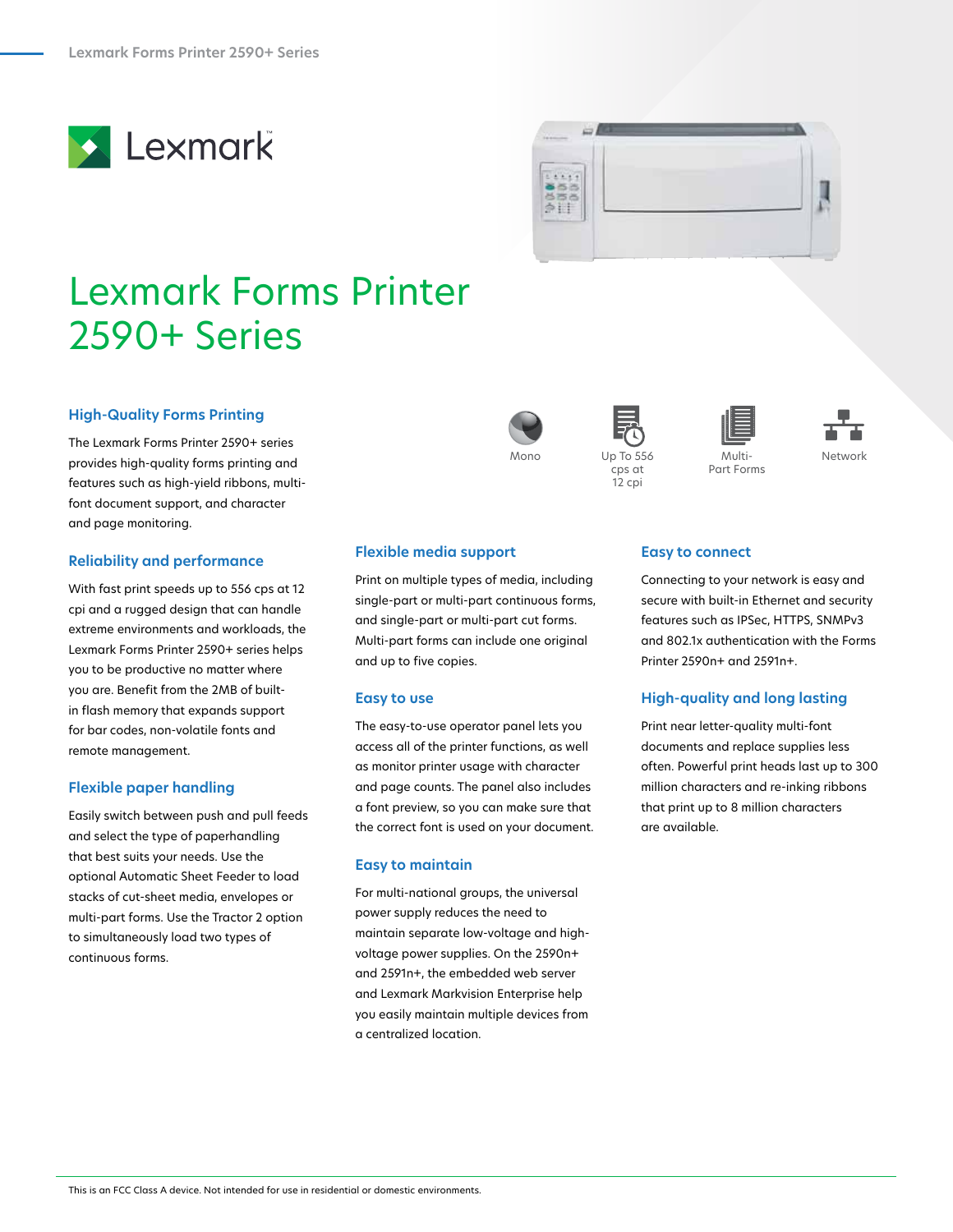# Lexmark Forms Printer 2590+ Series

Mono

Up To 556 cps at 12 cpi

Multi-Part Forms

Network

## High-Quality Forms Printing

The Lexmark Forms Printer 2590+ series provides high-quality forms printing and features such as high-yield ribbons, multi-font document support, and character and page monitoring.

## Reliability and performance

With fast print speeds up to 556 cps at 12 cpi and a rugged design that can handle extreme environments and workloads, the Lexmark Forms Printer 2590+ series helps you to be productive no matter where you are. Benefit from the 2MB of built-in flash memory that expands support for bar codes, non-volatile fonts and remote management.

## Flexible paper handling

Easily switch between push and pull feeds and select the type of paperhandling that best suits your needs. Use the optional Automatic Sheet Feeder to load stacks of cut-sheet media, envelopes or multi-part forms. Use the Tractor 2 option to simultaneously load two types of continuous forms.

## Flexible media support

Print on multiple types of media, including single-part or multi-part continuous forms, and single-part or multi-part cut forms. Multi-part forms can include one original and up to five copies.

## Easy to use

The easy-to-use operator panel lets you access all of the printer functions, as well as monitor printer usage with character and page counts. The panel also includes a font preview, so you can make sure that the correct font is used on your document.

## Easy to maintain

For multi-national groups, the universal power supply reduces the need to maintain separate low-voltage and high-voltage power supplies. On the 2590n+ and 2591n+, the embedded web server and Lexmark Markvision Enterprise help you easily maintain multiple devices from a centralized location.

## Easy to connect

Connecting to your network is easy and secure with built-in Ethernet and security features such as IPSec, HTTPS, SNMPv3 and 802.1x authentication with the Forms Printer 2590n+ and 2591n+.

## High-quality and long lasting

Print near letter-quality multi-font documents and replace supplies less often. Powerful print heads last up to 300 million characters and re-inking ribbons that print up to 8 million characters are available.

This is an FCC Class A device. Not intended for use in residential or domestic environments.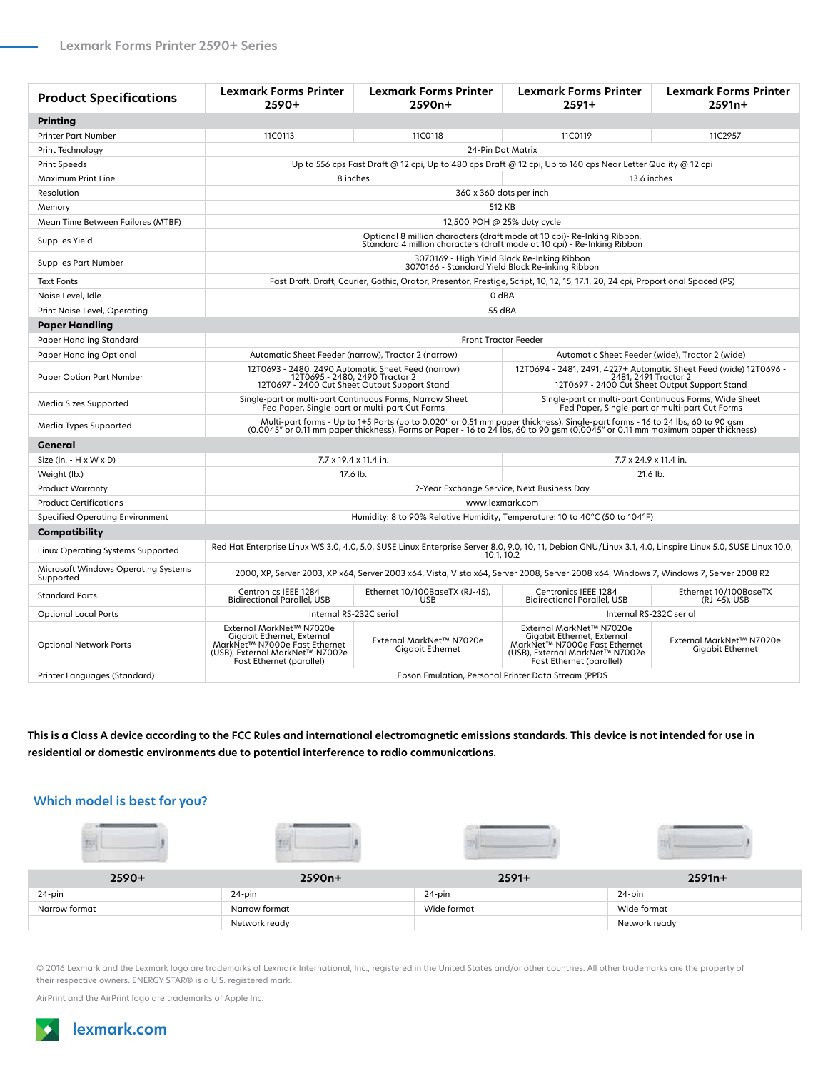| Product Specifications | Lexmark Forms Printer 2590+ | Lexmark Forms Printer 2590n+ | Lexmark Forms Printer 2591+ | Lexmark Forms Printer 2591n+ |
|---|---|---|---|---|
| **Printing** | | | | |
| Printer Part Number | 11C0113 | 11C0118 | 11C0119 | 11C2957 |
| Print Technology | 24-Pin Dot Matrix | | | |
| Print Speeds | Up to 556 cps Fast Draft @ 12 cpi, Up to 480 cps Draft @ 12 cpi, Up to 160 cps Near Letter Quality @ 12 cpi | | | |
| Maximum Print Line | 8 inches | | 13.6 inches | |
| Resolution | 360 x 360 dots per inch | | | |
| Memory | 512 KB | | | |
| Mean Time Between Failures (MTBF) | 12,500 POH @ 25% duty cycle | | | |
| Supplies Yield | Optional 8 million characters (draft mode at 10 cpi)- Re-Inking Ribbon, Standard 4 million characters (draft mode at 10 cpi) - Re-Inking Ribbon | | | |
| Supplies Part Number | 3070169 - High Yield Black Re-Inking Ribbon 3070166 - Standard Yield Black Re-inking Ribbon | | | |
| Text Fonts | Fast Draft, Draft, Courier, Gothic, Orator, Presentor, Prestige, Script, 10, 12, 15, 17.1, 20, 24 cpi, Proportional Spaced (PS) | | | |
| Noise Level, Idle | 0 dBA | | | |
| Print Noise Level, Operating | 55 dBA | | | |
| **Paper Handling** | | | | |
| Paper Handling Standard | Front Tractor Feeder | | | |
| Paper Handling Optional | Automatic Sheet Feeder (narrow), Tractor 2 (narrow) | | Automatic Sheet Feeder (wide), Tractor 2 (wide) | |
| Paper Option Part Number | 12T0693 - 2480, 2490 Automatic Sheet Feed (narrow) 12T0695 - 2480, 2490 Tractor 2 12T0697 - 2400 Cut Sheet Output Support Stand | | 12T0694 - 2481, 2491, 4227+ Automatic Sheet Feed (wide) 12T0696 - 2481, 2491 Tractor 2 12T0697 - 2400 Cut Sheet Output Support Stand | |
| Media Sizes Supported | Single-part or multi-part Continuous Forms, Narrow Sheet Fed Paper, Single-part or multi-part Cut Forms | | Single-part or multi-part Continuous Forms, Wide Sheet Fed Paper, Single-part or multi-part Cut Forms | |
| Media Types Supported | Multi-part forms - Up to 1+5 Parts (up to 0.020" or 0.51 mm paper thickness), Single-part forms - 16 to 24 lbs, 60 to 90 gsm (0.0045" or 0.11 mm paper thickness), Forms or Paper - 16 to 24 lbs, 60 to 90 gsm (0.0045" or 0.11 mm maximum paper thickness) | | | |
| **General** | | | | |
| Size (in. - H x W x D) | 7.7 x 19.4 x 11.4 in. | | 7.7 x 24.9 x 11.4 in. | |
| Weight (lb.) | 17.6 lb. | | 21.6 lb. | |
| Product Warranty | 2-Year Exchange Service, Next Business Day | | | |
| Product Certifications | www.lexmark.com | | | |
| Specified Operating Environment | Humidity: 8 to 90% Relative Humidity, Temperature: 10 to 40°C (50 to 104°F) | | | |
| **Compatibility** | | | | |
| Linux Operating Systems Supported | Red Hat Enterprise Linux WS 3.0, 4.0, 5.0, SUSE Linux Enterprise Server 8.0, 9.0, 10, 11, Debian GNU/Linux 3.1, 4.0, Linspire Linux 5.0, SUSE Linux 10.0, 10.1, 10.2 | | | |
| Microsoft Windows Operating Systems Supported | 2000, XP, Server 2003, XP x64, Server 2003 x64, Vista, Vista x64, Server 2008, Server 2008 x64, Windows 7, Windows 7, Server 2008 R2 | | | |
| Standard Ports | Centronics IEEE 1284 Bidirectional Parallel, USB | Ethernet 10/100BaseTX (RJ-45), USB | Centronics IEEE 1284 Bidirectional Parallel, USB | Ethernet 10/100BaseTX (RJ-45), USB |
| Optional Local Ports | Internal RS-232C serial | | Internal RS-232C serial | |
| Optional Network Ports | External MarkNet™ N7020e Gigabit Ethernet, External MarkNet™ N7000e Fast Ethernet (USB), External MarkNet™ N7002e Fast Ethernet (parallel) | External MarkNet™ N7020e Gigabit Ethernet | External MarkNet™ N7020e Gigabit Ethernet, External MarkNet™ N7000e Fast Ethernet (USB), External MarkNet™ N7002e Fast Ethernet (parallel) | External MarkNet™ N7020e Gigabit Ethernet |
| Printer Languages (Standard) | Epson Emulation, Personal Printer Data Stream (PPDS | | | |

**This is a Class A device according to the FCC Rules and international electromagnetic emissions standards. This device is not intended for use in residential or domestic environments due to potential interference to radio communications.**

## Which model is best for you?

| 2590+ | 2590n+ | 2591+ | 2591n+ |
|---|---|---|---|
| 24-pin | 24-pin | 24-pin | 24-pin |
| Narrow format | Narrow format | Wide format | Wide format |
| | Network ready | | Network ready |

© 2016 Lexmark and the Lexmark logo are trademarks of Lexmark International, Inc., registered in the United States and/or other countries. All other trademarks are the property of their respective owners. ENERGY STAR® is a U.S. registered mark.

AirPrint and the AirPrint logo are trademarks of Apple Inc.

lexmark.com